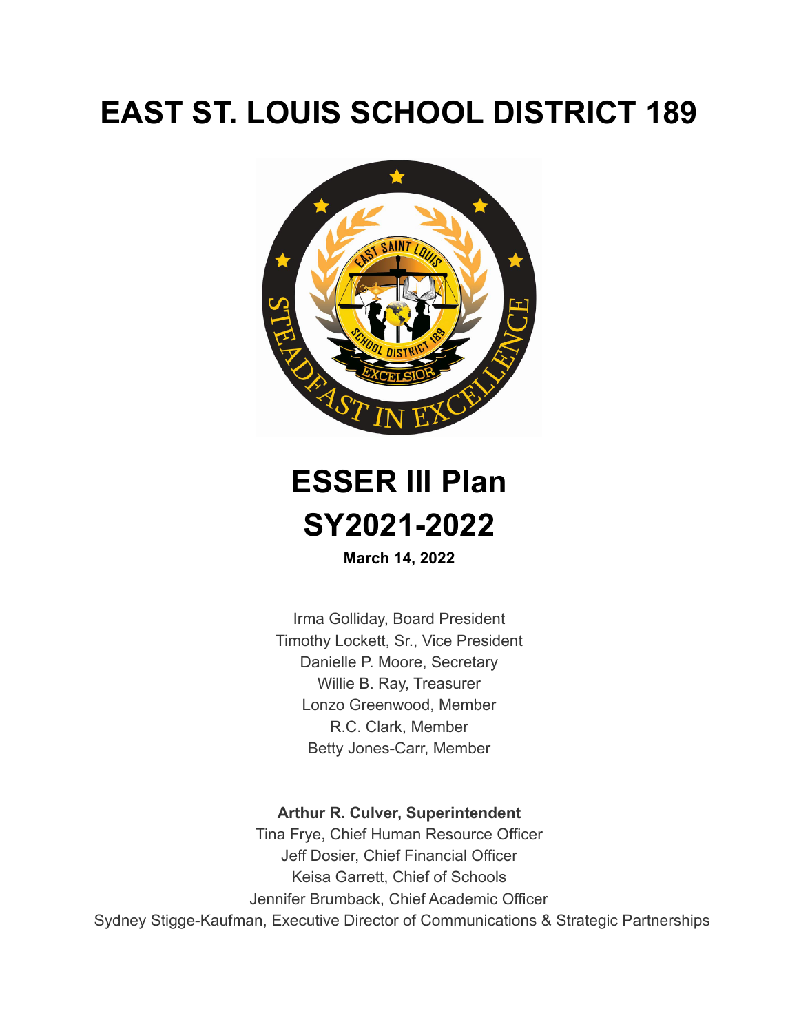# EAST ST. LOUIS SCHOOL DISTRICT 189

# ESSER III Plan
# SY2021-2022

**March 14, 2022**

Irma Golliday, Board President
Timothy Lockett, Sr., Vice President
Danielle P. Moore, Secretary
Willie B. Ray, Treasurer
Lonzo Greenwood, Member
R.C. Clark, Member
Betty Jones-Carr, Member

**Arthur R. Culver, Superintendent**
Tina Frye, Chief Human Resource Officer
Jeff Dosier, Chief Financial Officer
Keisa Garrett, Chief of Schools
Jennifer Brumback, Chief Academic Officer
Sydney Stigge-Kaufman, Executive Director of Communications & Strategic Partnerships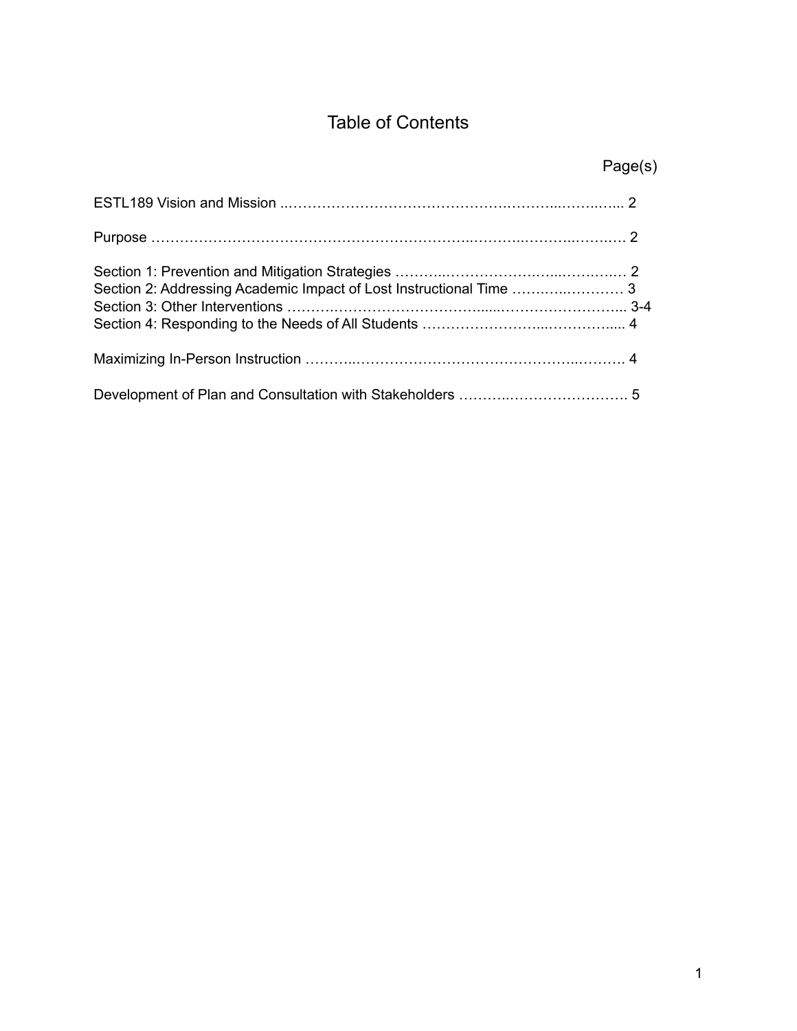# Table of Contents

| | Page(s) |
|---|---|
| ESTL189 Vision and Mission | 2 |
| Purpose | 2 |
| Section 1: Prevention and Mitigation Strategies | 2 |
| Section 2: Addressing Academic Impact of Lost Instructional Time | 3 |
| Section 3: Other Interventions | 3-4 |
| Section 4: Responding to the Needs of All Students | 4 |
| Maximizing In-Person Instruction | 4 |
| Development of Plan and Consultation with Stakeholders | 5 |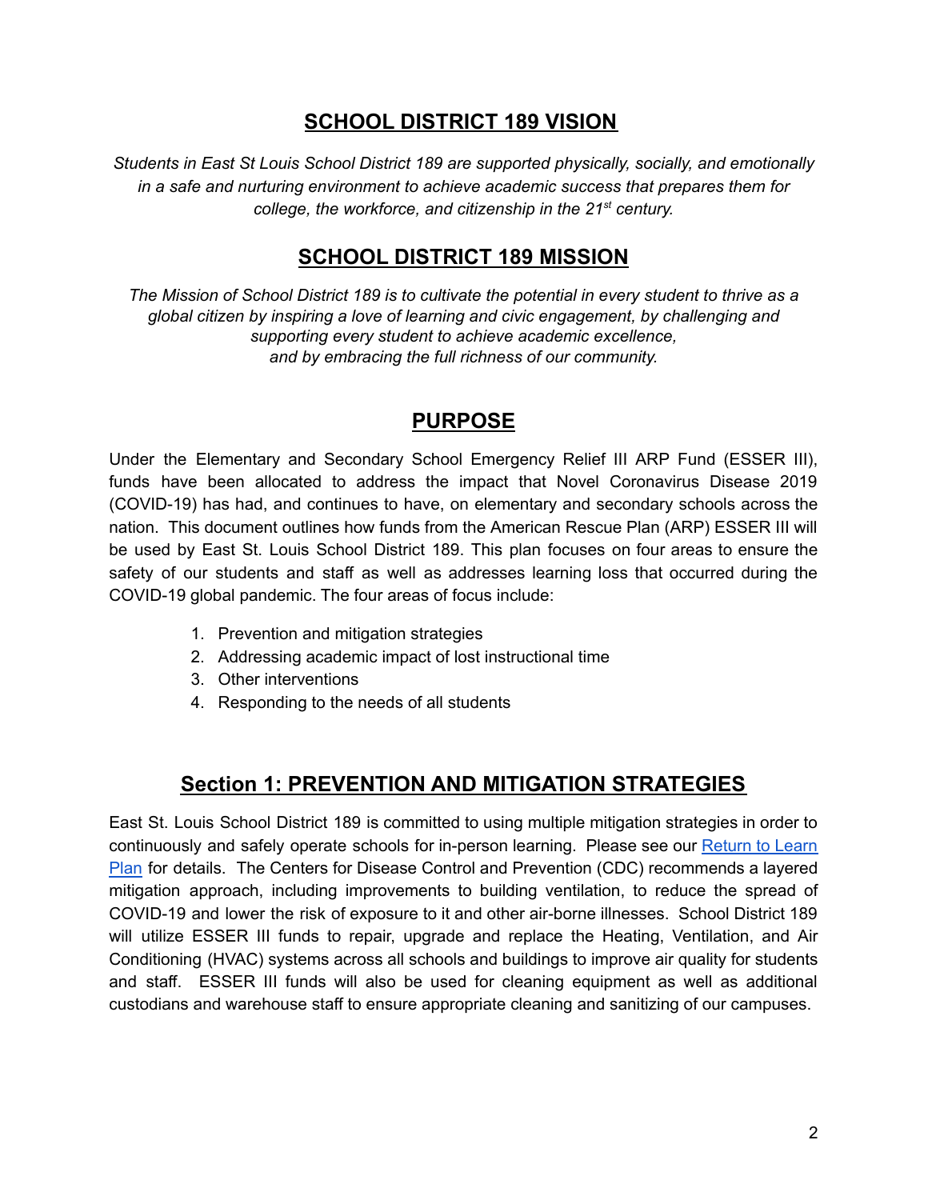## SCHOOL DISTRICT 189 VISION

*Students in East St Louis School District 189 are supported physically, socially, and emotionally in a safe and nurturing environment to achieve academic success that prepares them for college, the workforce, and citizenship in the 21st century.*

## SCHOOL DISTRICT 189 MISSION

*The Mission of School District 189 is to cultivate the potential in every student to thrive as a global citizen by inspiring a love of learning and civic engagement, by challenging and supporting every student to achieve academic excellence, and by embracing the full richness of our community.*

## PURPOSE

Under the Elementary and Secondary School Emergency Relief III ARP Fund (ESSER III), funds have been allocated to address the impact that Novel Coronavirus Disease 2019 (COVID-19) has had, and continues to have, on elementary and secondary schools across the nation. This document outlines how funds from the American Rescue Plan (ARP) ESSER III will be used by East St. Louis School District 189. This plan focuses on four areas to ensure the safety of our students and staff as well as addresses learning loss that occurred during the COVID-19 global pandemic. The four areas of focus include:

1. Prevention and mitigation strategies
2. Addressing academic impact of lost instructional time
3. Other interventions
4. Responding to the needs of all students

## Section 1: PREVENTION AND MITIGATION STRATEGIES

East St. Louis School District 189 is committed to using multiple mitigation strategies in order to continuously and safely operate schools for in-person learning. Please see our Return to Learn Plan for details. The Centers for Disease Control and Prevention (CDC) recommends a layered mitigation approach, including improvements to building ventilation, to reduce the spread of COVID-19 and lower the risk of exposure to it and other air-borne illnesses. School District 189 will utilize ESSER III funds to repair, upgrade and replace the Heating, Ventilation, and Air Conditioning (HVAC) systems across all schools and buildings to improve air quality for students and staff. ESSER III funds will also be used for cleaning equipment as well as additional custodians and warehouse staff to ensure appropriate cleaning and sanitizing of our campuses.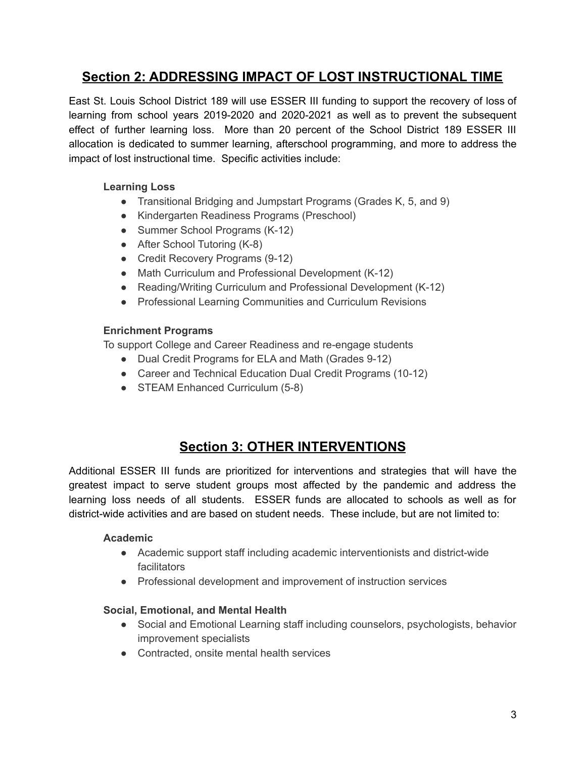## Section 2: ADDRESSING IMPACT OF LOST INSTRUCTIONAL TIME

East St. Louis School District 189 will use ESSER III funding to support the recovery of loss of learning from school years 2019-2020 and 2020-2021 as well as to prevent the subsequent effect of further learning loss. More than 20 percent of the School District 189 ESSER III allocation is dedicated to summer learning, afterschool programming, and more to address the impact of lost instructional time. Specific activities include:

**Learning Loss**

- Transitional Bridging and Jumpstart Programs (Grades K, 5, and 9)
- Kindergarten Readiness Programs (Preschool)
- Summer School Programs (K-12)
- After School Tutoring (K-8)
- Credit Recovery Programs (9-12)
- Math Curriculum and Professional Development (K-12)
- Reading/Writing Curriculum and Professional Development (K-12)
- Professional Learning Communities and Curriculum Revisions

**Enrichment Programs**

To support College and Career Readiness and re-engage students

- Dual Credit Programs for ELA and Math (Grades 9-12)
- Career and Technical Education Dual Credit Programs (10-12)
- STEAM Enhanced Curriculum (5-8)

## Section 3: OTHER INTERVENTIONS

Additional ESSER III funds are prioritized for interventions and strategies that will have the greatest impact to serve student groups most affected by the pandemic and address the learning loss needs of all students. ESSER funds are allocated to schools as well as for district-wide activities and are based on student needs. These include, but are not limited to:

**Academic**

- Academic support staff including academic interventionists and district-wide facilitators
- Professional development and improvement of instruction services

**Social, Emotional, and Mental Health**

- Social and Emotional Learning staff including counselors, psychologists, behavior improvement specialists
- Contracted, onsite mental health services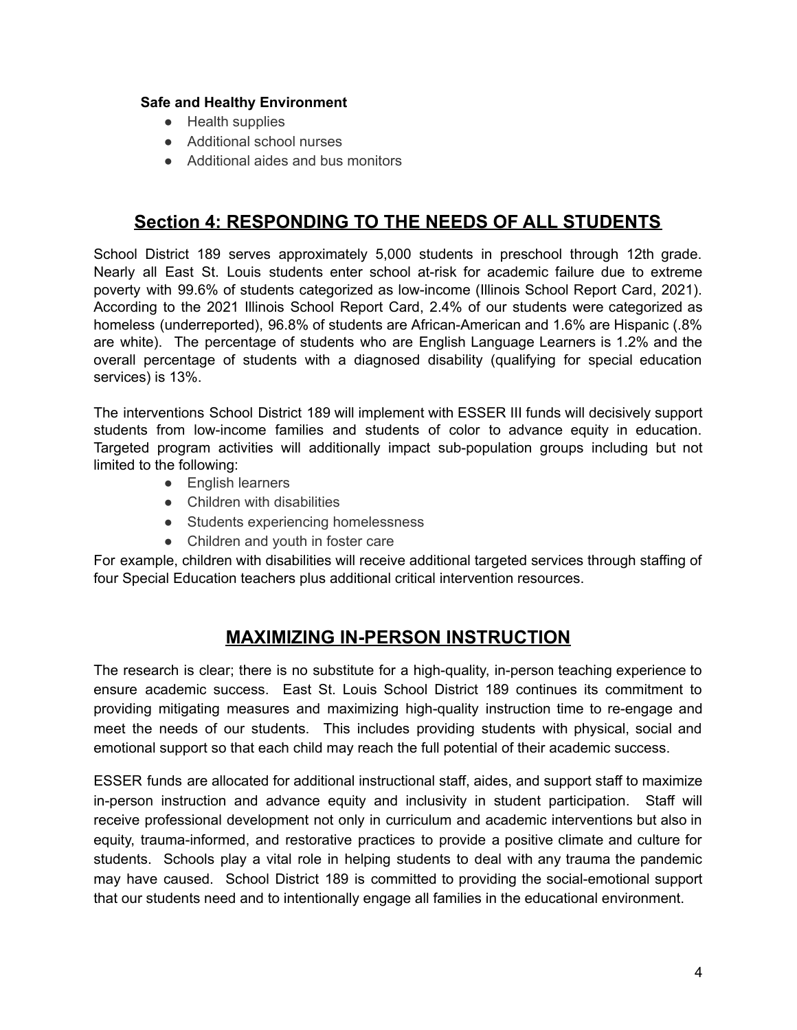**Safe and Healthy Environment**

- Health supplies
- Additional school nurses
- Additional aides and bus monitors

## Section 4: RESPONDING TO THE NEEDS OF ALL STUDENTS

School District 189 serves approximately 5,000 students in preschool through 12th grade. Nearly all East St. Louis students enter school at-risk for academic failure due to extreme poverty with 99.6% of students categorized as low-income (Illinois School Report Card, 2021). According to the 2021 Illinois School Report Card, 2.4% of our students were categorized as homeless (underreported), 96.8% of students are African-American and 1.6% are Hispanic (.8% are white). The percentage of students who are English Language Learners is 1.2% and the overall percentage of students with a diagnosed disability (qualifying for special education services) is 13%.

The interventions School District 189 will implement with ESSER III funds will decisively support students from low-income families and students of color to advance equity in education. Targeted program activities will additionally impact sub-population groups including but not limited to the following:

- English learners
- Children with disabilities
- Students experiencing homelessness
- Children and youth in foster care

For example, children with disabilities will receive additional targeted services through staffing of four Special Education teachers plus additional critical intervention resources.

## MAXIMIZING IN-PERSON INSTRUCTION

The research is clear; there is no substitute for a high-quality, in-person teaching experience to ensure academic success. East St. Louis School District 189 continues its commitment to providing mitigating measures and maximizing high-quality instruction time to re-engage and meet the needs of our students. This includes providing students with physical, social and emotional support so that each child may reach the full potential of their academic success.

ESSER funds are allocated for additional instructional staff, aides, and support staff to maximize in-person instruction and advance equity and inclusivity in student participation. Staff will receive professional development not only in curriculum and academic interventions but also in equity, trauma-informed, and restorative practices to provide a positive climate and culture for students. Schools play a vital role in helping students to deal with any trauma the pandemic may have caused. School District 189 is committed to providing the social-emotional support that our students need and to intentionally engage all families in the educational environment.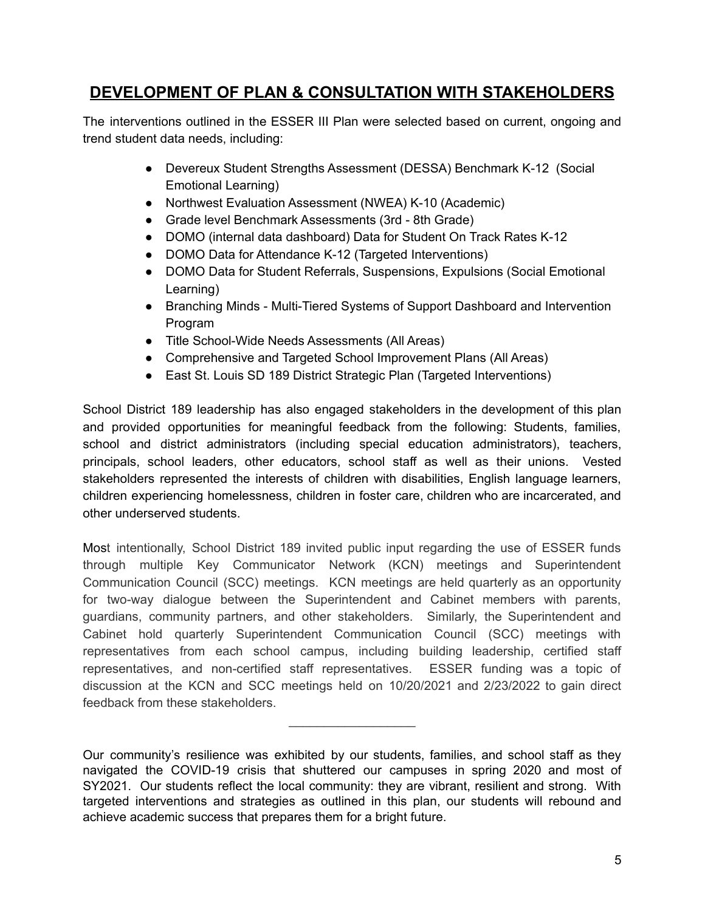## DEVELOPMENT OF PLAN & CONSULTATION WITH STAKEHOLDERS

The interventions outlined in the ESSER III Plan were selected based on current, ongoing and trend student data needs, including:

- Devereux Student Strengths Assessment (DESSA) Benchmark K-12 (Social Emotional Learning)
- Northwest Evaluation Assessment (NWEA) K-10 (Academic)
- Grade level Benchmark Assessments (3rd - 8th Grade)
- DOMO (internal data dashboard) Data for Student On Track Rates K-12
- DOMO Data for Attendance K-12 (Targeted Interventions)
- DOMO Data for Student Referrals, Suspensions, Expulsions (Social Emotional Learning)
- Branching Minds - Multi-Tiered Systems of Support Dashboard and Intervention Program
- Title School-Wide Needs Assessments (All Areas)
- Comprehensive and Targeted School Improvement Plans (All Areas)
- East St. Louis SD 189 District Strategic Plan (Targeted Interventions)

School District 189 leadership has also engaged stakeholders in the development of this plan and provided opportunities for meaningful feedback from the following: Students, families, school and district administrators (including special education administrators), teachers, principals, school leaders, other educators, school staff as well as their unions. Vested stakeholders represented the interests of children with disabilities, English language learners, children experiencing homelessness, children in foster care, children who are incarcerated, and other underserved students.

Most intentionally, School District 189 invited public input regarding the use of ESSER funds through multiple Key Communicator Network (KCN) meetings and Superintendent Communication Council (SCC) meetings. KCN meetings are held quarterly as an opportunity for two-way dialogue between the Superintendent and Cabinet members with parents, guardians, community partners, and other stakeholders. Similarly, the Superintendent and Cabinet hold quarterly Superintendent Communication Council (SCC) meetings with representatives from each school campus, including building leadership, certified staff representatives, and non-certified staff representatives. ESSER funding was a topic of discussion at the KCN and SCC meetings held on 10/20/2021 and 2/23/2022 to gain direct feedback from these stakeholders.

---

Our community's resilience was exhibited by our students, families, and school staff as they navigated the COVID-19 crisis that shuttered our campuses in spring 2020 and most of SY2021. Our students reflect the local community: they are vibrant, resilient and strong. With targeted interventions and strategies as outlined in this plan, our students will rebound and achieve academic success that prepares them for a bright future.